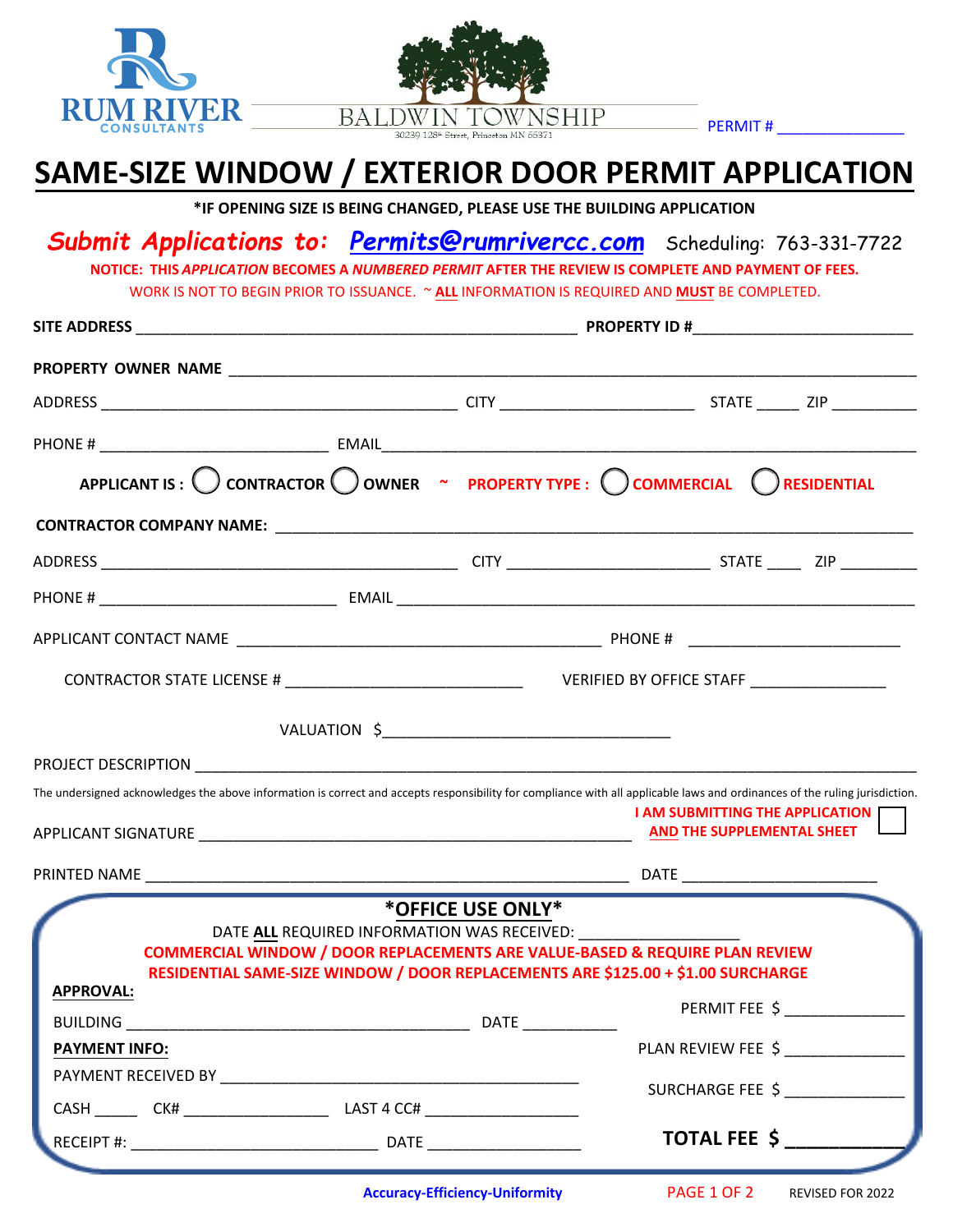RUM RIVER CONSULTANTS

BALDWIN TOWNSHIP
30239 128th Street, Princeton MN 55371

PERMIT # _______________

# SAME-SIZE WINDOW / EXTERIOR DOOR PERMIT APPLICATION

**\*IF OPENING SIZE IS BEING CHANGED, PLEASE USE THE BUILDING APPLICATION**

***Submit Applications to:*** ***Permits@rumrivercc.com*** Scheduling: 763-331-7722

**NOTICE: THIS *APPLICATION* BECOMES A *NUMBERED PERMIT* AFTER THE REVIEW IS COMPLETE AND PAYMENT OF FEES.**

WORK IS NOT TO BEGIN PRIOR TO ISSUANCE. ~ **ALL** INFORMATION IS REQUIRED AND **MUST** BE COMPLETED.

**SITE ADDRESS** _______________________________________________ **PROPERTY ID #**________________________

**PROPERTY OWNER NAME** ____________________________________________________________________________

ADDRESS ________________________________________ CITY _____________________ STATE _____ ZIP __________

PHONE # _________________________ EMAIL____________________________________________________________

**APPLICANT IS :** ◯ **CONTRACTOR** ◯ **OWNER** ~ **PROPERTY TYPE :** ◯ **COMMERCIAL** ◯ **RESIDENTIAL**

**CONTRACTOR COMPANY NAME:** __________________________________________________________________

ADDRESS ________________________________________ CITY ______________________ STATE ____ ZIP _________

PHONE # __________________________ EMAIL _________________________________________________________

APPLICANT CONTACT NAME __________________________________________ PHONE # ________________________

CONTRACTOR STATE LICENSE # ___________________________ VERIFIED BY OFFICE STAFF _______________

VALUATION $________________________________

PROJECT DESCRIPTION ________________________________________________________________________________

The undersigned acknowledges the above information is correct and accepts responsibility for compliance with all applicable laws and ordinances of the ruling jurisdiction.

APPLICANT SIGNATURE _______________________________________________ **I AM SUBMITTING THE APPLICATION AND THE SUPPLEMENTAL SHEET** ☐

PRINTED NAME ______________________________________________________ DATE ______________________

## \*OFFICE USE ONLY\*

DATE **ALL** REQUIRED INFORMATION WAS RECEIVED: __________________

**COMMERCIAL WINDOW / DOOR REPLACEMENTS ARE VALUE-BASED & REQUIRE PLAN REVIEW**

**RESIDENTIAL SAME-SIZE WINDOW / DOOR REPLACEMENTS ARE $125.00 + $1.00 SURCHARGE**

**APPROVAL:**

BUILDING _______________________________________ DATE ___________ PERMIT FEE $ _____________

**PAYMENT INFO:** PLAN REVIEW FEE $ _____________

PAYMENT RECEIVED BY ________________________________________ SURCHARGE FEE $ _____________

CASH _____ CK# ________________ LAST 4 CC# _________________

RECEIPT #: ____________________________ DATE __________________ **TOTAL FEE $ ___________**

**Accuracy-Efficiency-Uniformity**

REVISED FOR 2022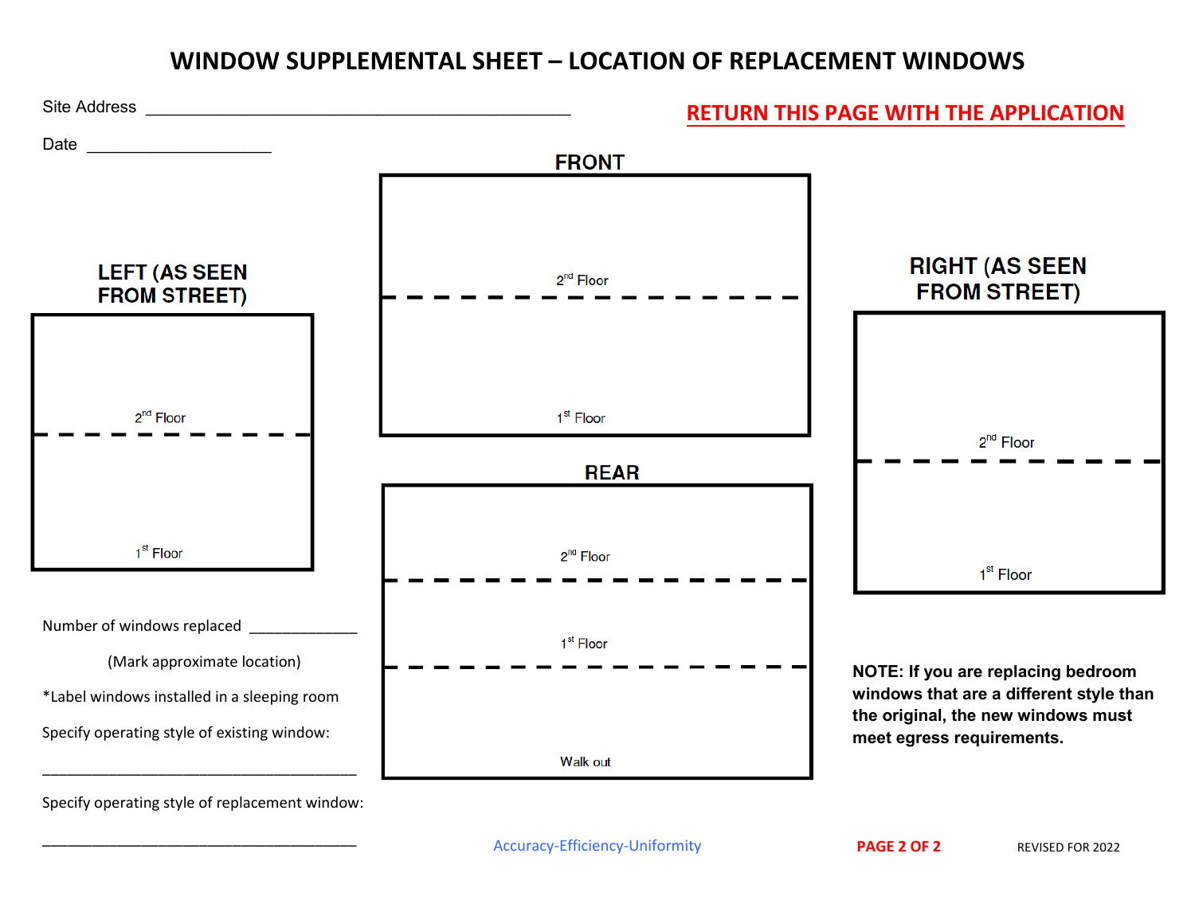# WINDOW SUPPLEMENTAL SHEET – LOCATION OF REPLACEMENT WINDOWS

Site Address ____________________________________________

**RETURN THIS PAGE WITH THE APPLICATION**

Date ____________________

## FRONT

2nd Floor

1st Floor

## LEFT (AS SEEN FROM STREET)

2nd Floor

1st Floor

## REAR

2nd Floor

1st Floor

Walk out

## RIGHT (AS SEEN FROM STREET)

2nd Floor

1st Floor

Number of windows replaced _____________

(Mark approximate location)

*Label windows installed in a sleeping room

Specify operating style of existing window:

________________________________________

Specify operating style of replacement window:

________________________________________

**NOTE: If you are replacing bedroom windows that are a different style than the original, the new windows must meet egress requirements.**

Accuracy-Efficiency-Uniformity

REVISED FOR 2022